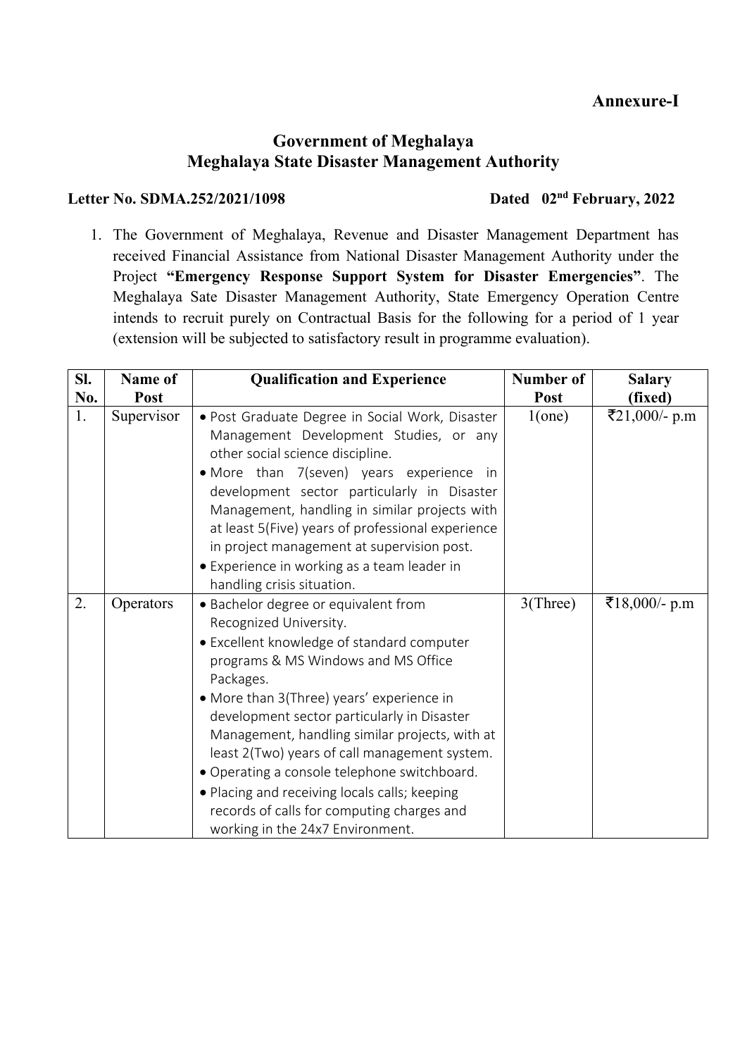**Annexure-I**

## Government of Meghalaya
## Meghalaya State Disaster Management Authority

**Letter No. SDMA.252/2021/1098** **Dated 02nd February, 2022**

1. The Government of Meghalaya, Revenue and Disaster Management Department has received Financial Assistance from National Disaster Management Authority under the Project **"Emergency Response Support System for Disaster Emergencies"**. The Meghalaya Sate Disaster Management Authority, State Emergency Operation Centre intends to recruit purely on Contractual Basis for the following for a period of 1 year (extension will be subjected to satisfactory result in programme evaluation).

| Sl. No. | Name of Post | Qualification and Experience | Number of Post | Salary (fixed) |
|---|---|---|---|---|
| 1. | Supervisor | • Post Graduate Degree in Social Work, Disaster Management Development Studies, or any other social science discipline.<br>• More than 7(seven) years experience in development sector particularly in Disaster Management, handling in similar projects with at least 5(Five) years of professional experience in project management at supervision post.<br>• Experience in working as a team leader in handling crisis situation. | 1(one) | ₹21,000/- p.m |
| 2. | Operators | • Bachelor degree or equivalent from Recognized University.<br>• Excellent knowledge of standard computer programs & MS Windows and MS Office Packages.<br>• More than 3(Three) years' experience in development sector particularly in Disaster Management, handling similar projects, with at least 2(Two) years of call management system.<br>• Operating a console telephone switchboard.<br>• Placing and receiving locals calls; keeping records of calls for computing charges and working in the 24x7 Environment. | 3(Three) | ₹18,000/- p.m |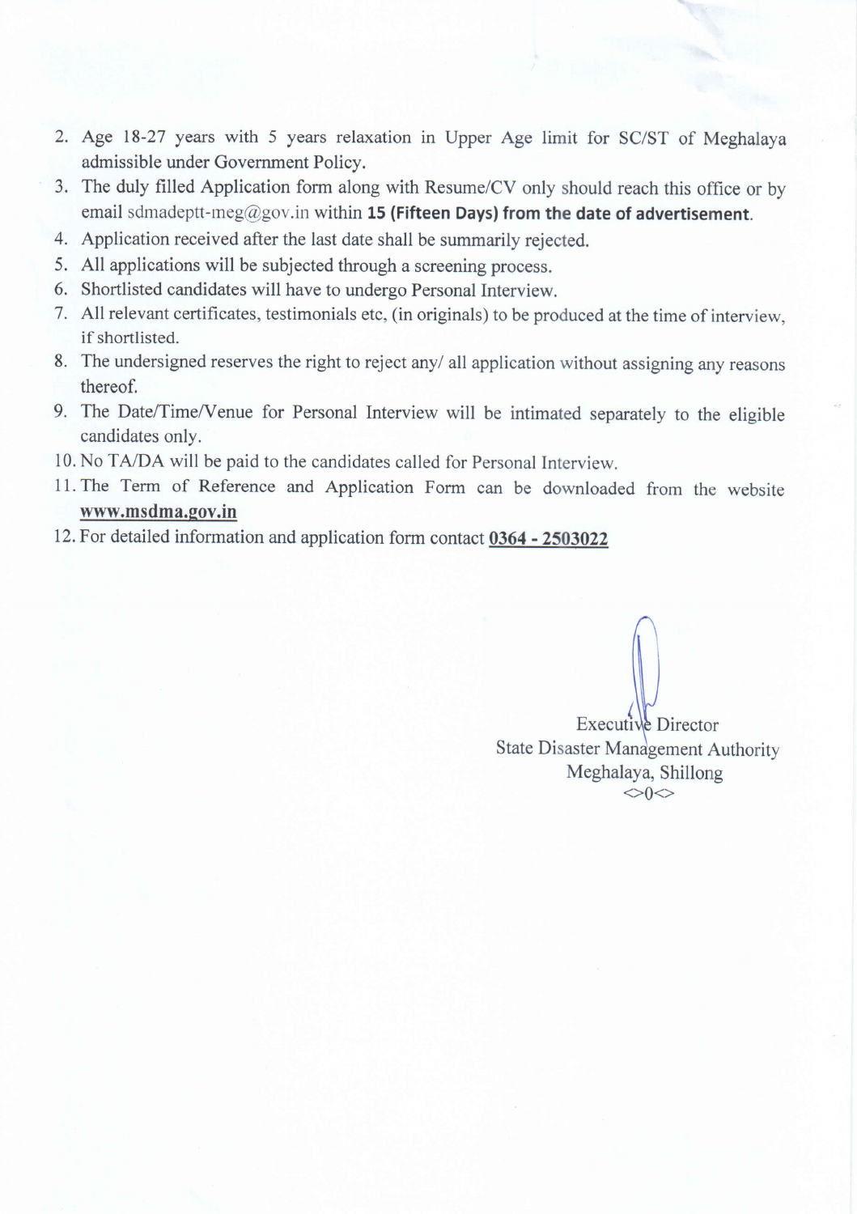2. Age 18-27 years with 5 years relaxation in Upper Age limit for SC/ST of Meghalaya admissible under Government Policy.
3. The duly filled Application form along with Resume/CV only should reach this office or by email sdmadeptt-meg@gov.in within **15 (Fifteen Days) from the date of advertisement**.
4. Application received after the last date shall be summarily rejected.
5. All applications will be subjected through a screening process.
6. Shortlisted candidates will have to undergo Personal Interview.
7. All relevant certificates, testimonials etc, (in originals) to be produced at the time of interview, if shortlisted.
8. The undersigned reserves the right to reject any/ all application without assigning any reasons thereof.
9. The Date/Time/Venue for Personal Interview will be intimated separately to the eligible candidates only.
10. No TA/DA will be paid to the candidates called for Personal Interview.
11. The Term of Reference and Application Form can be downloaded from the website **www.msdma.gov.in**
12. For detailed information and application form contact **0364 - 2503022**

Executive Director
State Disaster Management Authority
Meghalaya, Shillong
<>0<>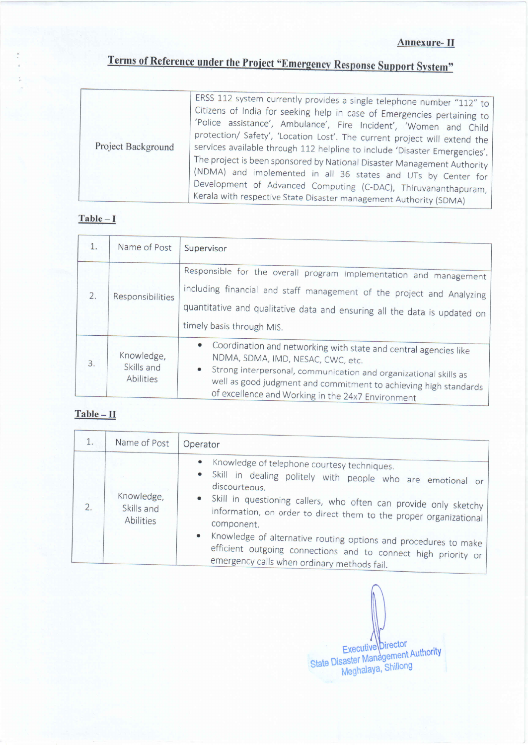**Annexure- II**

## Terms of Reference under the Project "Emergency Response Support System"

| Project Background | ERSS 112 system currently provides a single telephone number "112" to Citizens of India for seeking help in case of Emergencies pertaining to 'Police assistance', Ambulance', Fire Incident', 'Women and Child protection/ Safety', 'Location Lost'. The current project will extend the services available through 112 helpline to include 'Disaster Emergencies'. The project is been sponsored by National Disaster Management Authority (NDMA) and implemented in all 36 states and UTs by Center for Development of Advanced Computing (C-DAC), Thiruvananthapuram, Kerala with respective State Disaster management Authority (SDMA) |
|---|---|

**Table – I**

| 1. | Name of Post | Supervisor |
|---|---|---|
| 2. | Responsibilities | Responsible for the overall program implementation and management including financial and staff management of the project and Analyzing quantitative and qualitative data and ensuring all the data is updated on timely basis through MIS. |
| 3. | Knowledge, Skills and Abilities | • Coordination and networking with state and central agencies like NDMA, SDMA, IMD, NESAC, CWC, etc.<br>• Strong interpersonal, communication and organizational skills as well as good judgment and commitment to achieving high standards of excellence and Working in the 24x7 Environment |

**Table – II**

| 1. | Name of Post | Operator |
|---|---|---|
| 2. | Knowledge, Skills and Abilities | • Knowledge of telephone courtesy techniques.<br>• Skill in dealing politely with people who are emotional or discourteous.<br>• Skill in questioning callers, who often can provide only sketchy information, on order to direct them to the proper organizational component.<br>• Knowledge of alternative routing options and procedures to make efficient outgoing connections and to connect high priority or emergency calls when ordinary methods fail. |

Executive Director
State Disaster Management Authority
Meghalaya, Shillong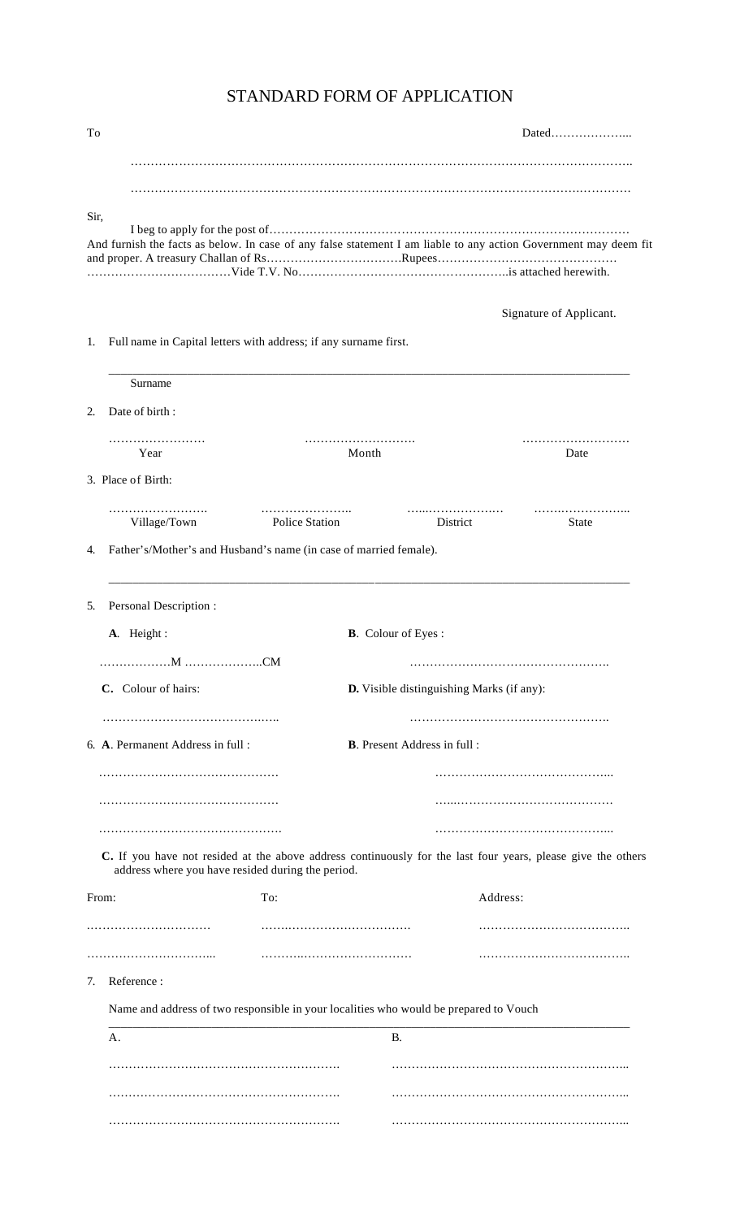# STANDARD FORM OF APPLICATION

To                                                                                                    Dated………………...

………………………………………………………………………………………………………..

………………………………………………………………………………………….…………

Sir,

I beg to apply for the post of………………………………………………………………………………
And furnish the facts as below. In case of any false statement I am liable to any action Government may deem fit and proper. A treasury Challan of Rs…………………………….Rupees………………………………………
………………………………Vide T.V. No……………………………………………..is attached herewith.

Signature of Applicant.

1. Full name in Capital letters with address; if any surname first.

   _______________________________________________________________________________

   Surname

2. Date of birth :

| …………………… | ………………………. | ……………………… |
|---|---|---|
| Year | Month | Date |

3. Place of Birth:

| ……………………. | ………………….. | …...………………. | ……..…………….. |
|---|---|---|---|
| Village/Town | Police Station | District | State |

4. Father's/Mother's and Husband's name (in case of married female).

   _______________________________________________________________________________

5. Personal Description :

   **A**. Height : ………………M ………………..CM

   **B**. Colour of Eyes : ………………………………………….

   **C.** Colour of hairs: ……………………………….…..

   **D.** Visible distinguishing Marks (if any): ………………………………………….

6. **A**. Permanent Address in full :

   ………………………………………

   ………………………………………

   ……………………………………….

   **B**. Present Address in full :

   ……………………………………...

   …...…………………………………

   ……………………………………...

   **C.** If you have not resided at the above address continuously for the last four years, please give the others address where you have resided during the period.

| From: | To: | Address: |
|---|---|---|
| …………………………. | …….…………………………. | ……………………………….. |
| …………………………... | ……….……………………… | ……………………………….. |

7. Reference :

   Name and address of two responsible in your localities who would be prepared to Vouch

| A. | B. |
|---|---|
| …………………………………………………. | …………………………………………………... |
| …………………………………………………. | …………………………………………………... |
| …………………………………………………. | …………………………………………………... |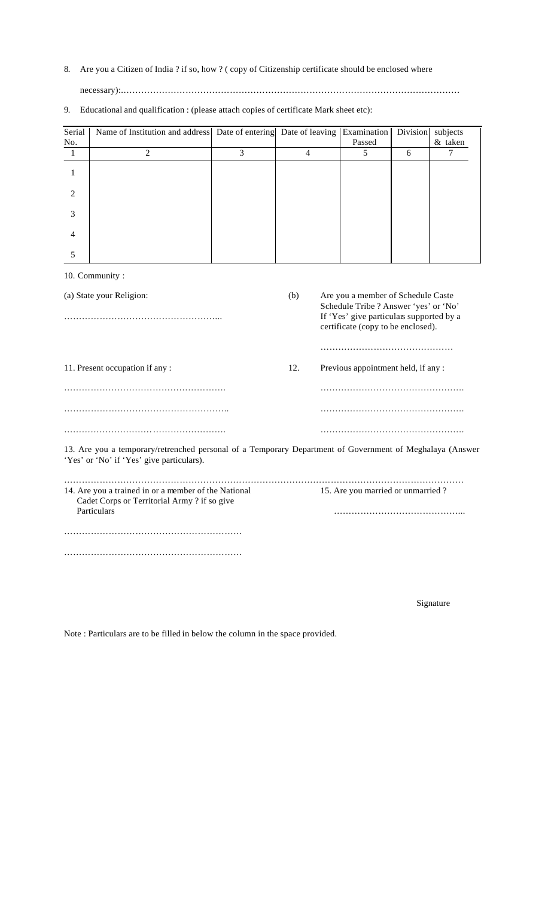8. Are you a Citizen of India ? if so, how ? ( copy of Citizenship certificate should be enclosed where necessary):……………………………………………………………………………………………………

9. Educational and qualification : (please attach copies of certificate Mark sheet etc):

| Serial No. | Name of Institution and address | Date of entering | Date of leaving | Examination Passed | Division | subjects & taken |
|---|---|---|---|---|---|---|
| 1 | 2 | 3 | 4 | 5 | 6 | 7 |
| 1 | | | | | | |
| 2 | | | | | | |
| 3 | | | | | | |
| 4 | | | | | | |
| 5 | | | | | | |

10. Community :

(a) State your Religion:

……………………………………………...

(b) Are you a member of Schedule Caste Schedule Tribe ? Answer 'yes' or 'No' If 'Yes' give particulars supported by a certificate (copy to be enclosed).

………………………………………

11. Present occupation if any :

……………………………………………….

………………………………………………..

……………………………………………….

12. Previous appointment held, if any :

………………………………………….

………………………………………….

………………………………………….

13. Are you a temporary/retrenched personal of a Temporary Department of Government of Meghalaya (Answer 'Yes' or 'No' if 'Yes' give particulars).

……………………………………………………………………………………………………………………

14. Are you a trained in or a member of the National Cadet Corps or Territorial Army ? if so give Particulars

……………………………………………………

……………………………………………………

15. Are you married or unmarried ?

……………………………………...

Signature

Note : Particulars are to be filled in below the column in the space provided.